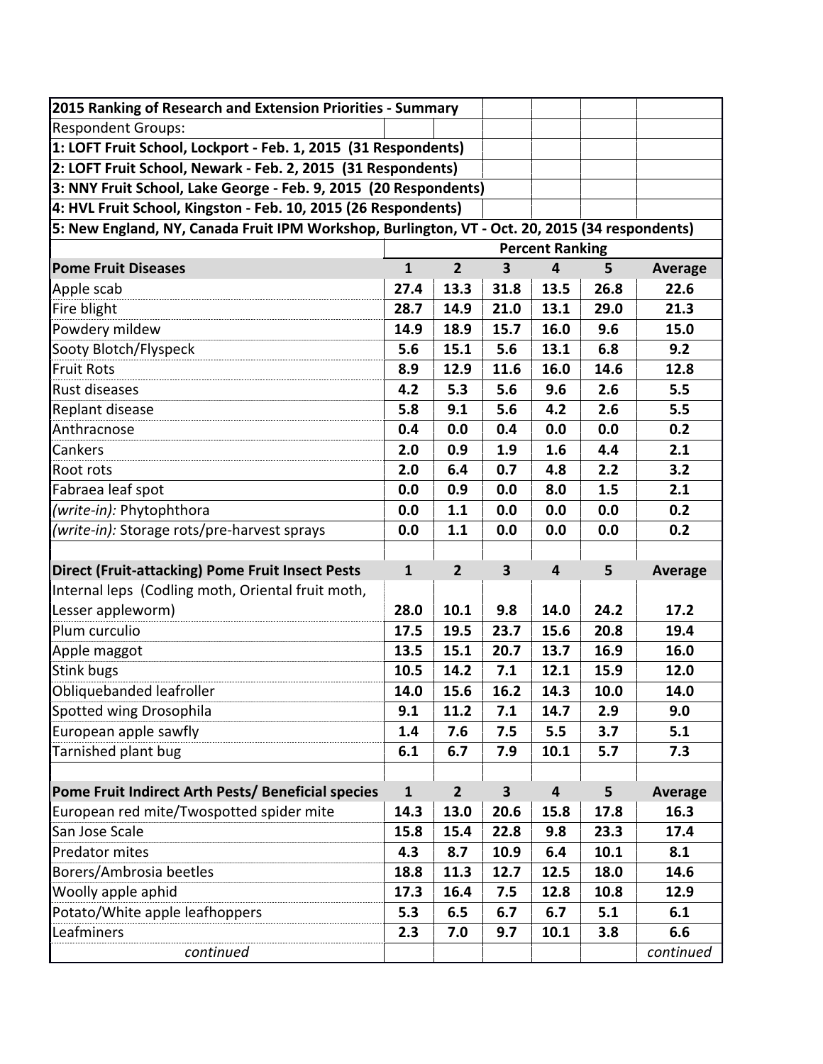**2015 Ranking of Research and Extension Priorities - Summary**

Respondent Groups:

**1: LOFT Fruit School, Lockport - Feb. 1, 2015 (31 Respondents)**

**2: LOFT Fruit School, Newark - Feb. 2, 2015 (31 Respondents)**

**3: NNY Fruit School, Lake George - Feb. 9, 2015 (20 Respondents)**

**4: HVL Fruit School, Kingston - Feb. 10, 2015 (26 Respondents)**

**5: New England, NY, Canada Fruit IPM Workshop, Burlington, VT - Oct. 20, 2015 (34 respondents)**

| | Percent Ranking | | | | | |
|---|---|---|---|---|---|---|
| **Pome Fruit Diseases** | **1** | **2** | **3** | **4** | **5** | **Average** |
| Apple scab | **27.4** | **13.3** | **31.8** | **13.5** | **26.8** | **22.6** |
| Fire blight | **28.7** | **14.9** | **21.0** | **13.1** | **29.0** | **21.3** |
| Powdery mildew | **14.9** | **18.9** | **15.7** | **16.0** | **9.6** | **15.0** |
| Sooty Blotch/Flyspeck | **5.6** | **15.1** | **5.6** | **13.1** | **6.8** | **9.2** |
| Fruit Rots | **8.9** | **12.9** | **11.6** | **16.0** | **14.6** | **12.8** |
| Rust diseases | **4.2** | **5.3** | **5.6** | **9.6** | **2.6** | **5.5** |
| Replant disease | **5.8** | **9.1** | **5.6** | **4.2** | **2.6** | **5.5** |
| Anthracnose | **0.4** | **0.0** | **0.4** | **0.0** | **0.0** | **0.2** |
| Cankers | **2.0** | **0.9** | **1.9** | **1.6** | **4.4** | **2.1** |
| Root rots | **2.0** | **6.4** | **0.7** | **4.8** | **2.2** | **3.2** |
| Fabraea leaf spot | **0.0** | **0.9** | **0.0** | **8.0** | **1.5** | **2.1** |
| *(write-in):* Phytophthora | **0.0** | **1.1** | **0.0** | **0.0** | **0.0** | **0.2** |
| *(write-in):* Storage rots/pre-harvest sprays | **0.0** | **1.1** | **0.0** | **0.0** | **0.0** | **0.2** |
| | | | | | | |
| **Direct (Fruit-attacking) Pome Fruit Insect Pests** | **1** | **2** | **3** | **4** | **5** | **Average** |
| Internal leps (Codling moth, Oriental fruit moth, Lesser appleworm) | **28.0** | **10.1** | **9.8** | **14.0** | **24.2** | **17.2** |
| Plum curculio | **17.5** | **19.5** | **23.7** | **15.6** | **20.8** | **19.4** |
| Apple maggot | **13.5** | **15.1** | **20.7** | **13.7** | **16.9** | **16.0** |
| Stink bugs | **10.5** | **14.2** | **7.1** | **12.1** | **15.9** | **12.0** |
| Obliquebanded leafroller | **14.0** | **15.6** | **16.2** | **14.3** | **10.0** | **14.0** |
| Spotted wing Drosophila | **9.1** | **11.2** | **7.1** | **14.7** | **2.9** | **9.0** |
| European apple sawfly | **1.4** | **7.6** | **7.5** | **5.5** | **3.7** | **5.1** |
| Tarnished plant bug | **6.1** | **6.7** | **7.9** | **10.1** | **5.7** | **7.3** |
| | | | | | | |
| **Pome Fruit Indirect Arth Pests/ Beneficial species** | **1** | **2** | **3** | **4** | **5** | **Average** |
| European red mite/Twospotted spider mite | **14.3** | **13.0** | **20.6** | **15.8** | **17.8** | **16.3** |
| San Jose Scale | **15.8** | **15.4** | **22.8** | **9.8** | **23.3** | **17.4** |
| Predator mites | **4.3** | **8.7** | **10.9** | **6.4** | **10.1** | **8.1** |
| Borers/Ambrosia beetles | **18.8** | **11.3** | **12.7** | **12.5** | **18.0** | **14.6** |
| Woolly apple aphid | **17.3** | **16.4** | **7.5** | **12.8** | **10.8** | **12.9** |
| Potato/White apple leafhoppers | **5.3** | **6.5** | **6.7** | **6.7** | **5.1** | **6.1** |
| Leafminers | **2.3** | **7.0** | **9.7** | **10.1** | **3.8** | **6.6** |
| *continued* | | | | | | *continued* |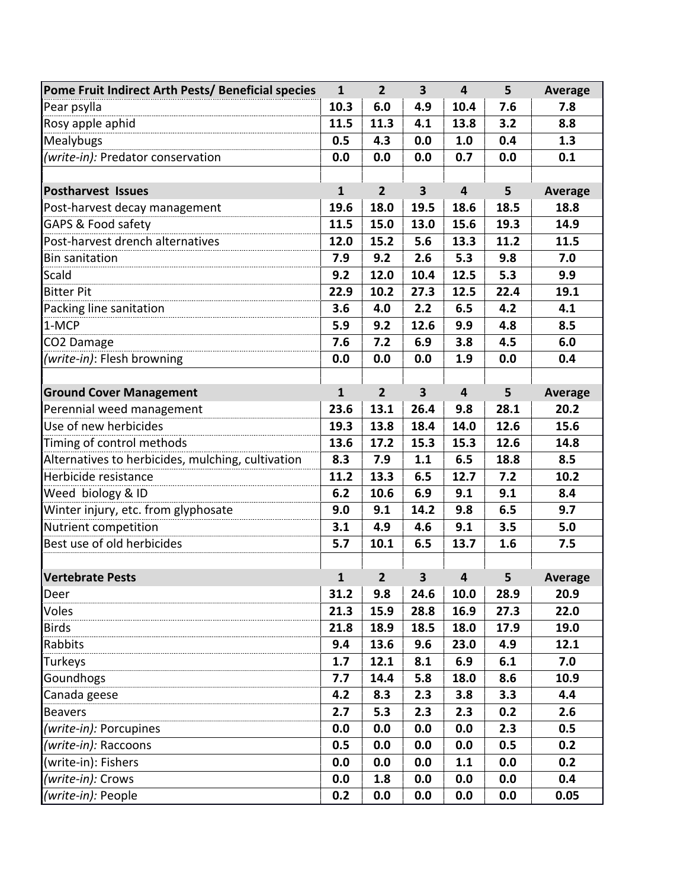| Pome Fruit Indirect Arth Pests/ Beneficial species | 1 | 2 | 3 | 4 | 5 | Average |
|---|---|---|---|---|---|---|
| Pear psylla | 10.3 | 6.0 | 4.9 | 10.4 | 7.6 | 7.8 |
| Rosy apple aphid | 11.5 | 11.3 | 4.1 | 13.8 | 3.2 | 8.8 |
| Mealybugs | 0.5 | 4.3 | 0.0 | 1.0 | 0.4 | 1.3 |
| *(write-in):* Predator conservation | 0.0 | 0.0 | 0.0 | 0.7 | 0.0 | 0.1 |

| Postharvest Issues | 1 | 2 | 3 | 4 | 5 | Average |
|---|---|---|---|---|---|---|
| Post-harvest decay management | 19.6 | 18.0 | 19.5 | 18.6 | 18.5 | 18.8 |
| GAPS & Food safety | 11.5 | 15.0 | 13.0 | 15.6 | 19.3 | 14.9 |
| Post-harvest drench alternatives | 12.0 | 15.2 | 5.6 | 13.3 | 11.2 | 11.5 |
| Bin sanitation | 7.9 | 9.2 | 2.6 | 5.3 | 9.8 | 7.0 |
| Scald | 9.2 | 12.0 | 10.4 | 12.5 | 5.3 | 9.9 |
| Bitter Pit | 22.9 | 10.2 | 27.3 | 12.5 | 22.4 | 19.1 |
| Packing line sanitation | 3.6 | 4.0 | 2.2 | 6.5 | 4.2 | 4.1 |
| 1-MCP | 5.9 | 9.2 | 12.6 | 9.9 | 4.8 | 8.5 |
| $CO_2$ Damage | 7.6 | 7.2 | 6.9 | 3.8 | 4.5 | 6.0 |
| *(write-in)*: Flesh browning | 0.0 | 0.0 | 0.0 | 1.9 | 0.0 | 0.4 |

| Ground Cover Management | 1 | 2 | 3 | 4 | 5 | Average |
|---|---|---|---|---|---|---|
| Perennial weed management | 23.6 | 13.1 | 26.4 | 9.8 | 28.1 | 20.2 |
| Use of new herbicides | 19.3 | 13.8 | 18.4 | 14.0 | 12.6 | 15.6 |
| Timing of control methods | 13.6 | 17.2 | 15.3 | 15.3 | 12.6 | 14.8 |
| Alternatives to herbicides, mulching, cultivation | 8.3 | 7.9 | 1.1 | 6.5 | 18.8 | 8.5 |
| Herbicide resistance | 11.2 | 13.3 | 6.5 | 12.7 | 7.2 | 10.2 |
| Weed biology & ID | 6.2 | 10.6 | 6.9 | 9.1 | 9.1 | 8.4 |
| Winter injury, etc. from glyphosate | 9.0 | 9.1 | 14.2 | 9.8 | 6.5 | 9.7 |
| Nutrient competition | 3.1 | 4.9 | 4.6 | 9.1 | 3.5 | 5.0 |
| Best use of old herbicides | 5.7 | 10.1 | 6.5 | 13.7 | 1.6 | 7.5 |

| Vertebrate Pests | 1 | 2 | 3 | 4 | 5 | Average |
|---|---|---|---|---|---|---|
| Deer | 31.2 | 9.8 | 24.6 | 10.0 | 28.9 | 20.9 |
| Voles | 21.3 | 15.9 | 28.8 | 16.9 | 27.3 | 22.0 |
| Birds | 21.8 | 18.9 | 18.5 | 18.0 | 17.9 | 19.0 |
| Rabbits | 9.4 | 13.6 | 9.6 | 23.0 | 4.9 | 12.1 |
| Turkeys | 1.7 | 12.1 | 8.1 | 6.9 | 6.1 | 7.0 |
| Goundhogs | 7.7 | 14.4 | 5.8 | 18.0 | 8.6 | 10.9 |
| Canada geese | 4.2 | 8.3 | 2.3 | 3.8 | 3.3 | 4.4 |
| Beavers | 2.7 | 5.3 | 2.3 | 2.3 | 0.2 | 2.6 |
| *(write-in):* Porcupines | 0.0 | 0.0 | 0.0 | 0.0 | 2.3 | 0.5 |
| *(write-in):* Raccoons | 0.5 | 0.0 | 0.0 | 0.0 | 0.5 | 0.2 |
| (write-in): Fishers | 0.0 | 0.0 | 0.0 | 1.1 | 0.0 | 0.2 |
| *(write-in):* Crows | 0.0 | 1.8 | 0.0 | 0.0 | 0.0 | 0.4 |
| *(write-in):* People | 0.2 | 0.0 | 0.0 | 0.0 | 0.0 | 0.05 |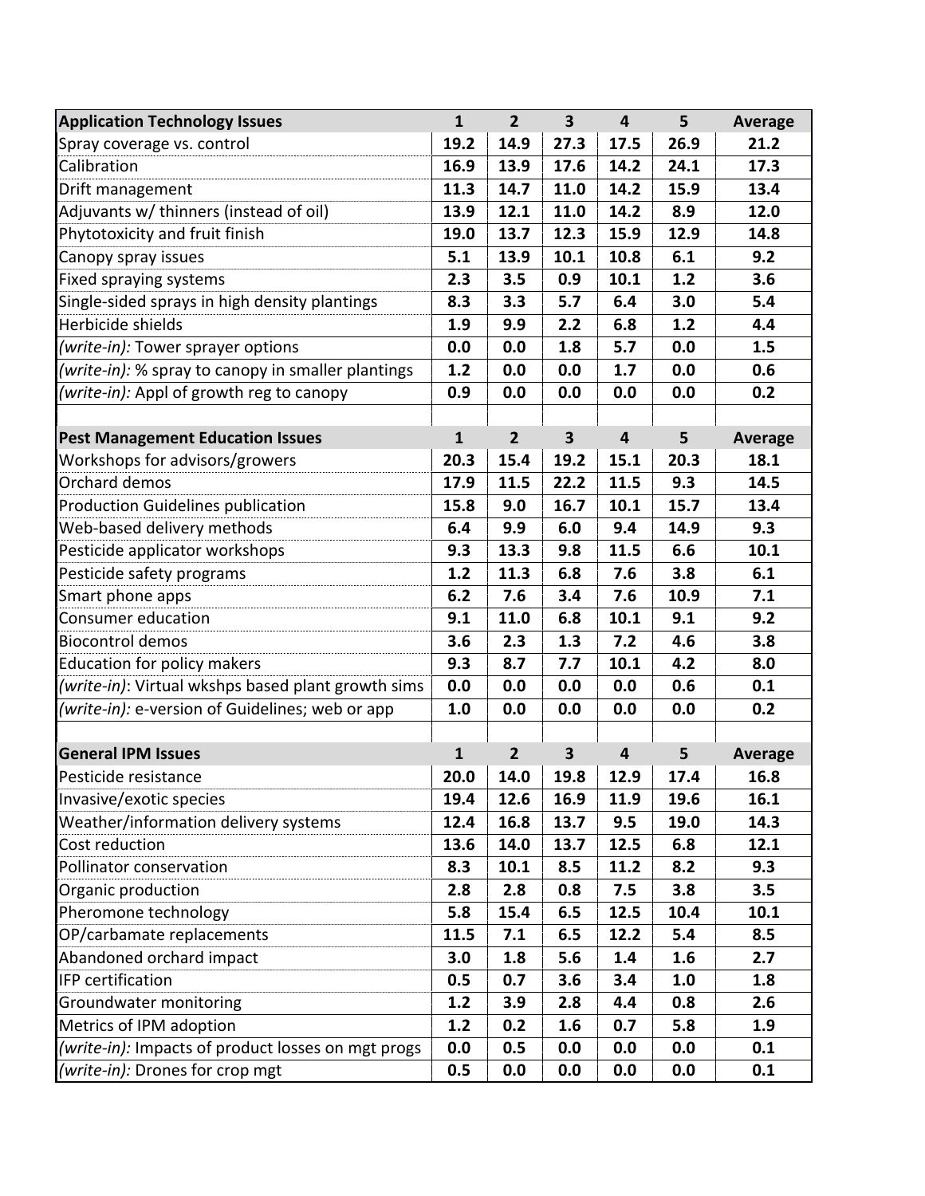| Application Technology Issues | 1 | 2 | 3 | 4 | 5 | Average |
|---|---|---|---|---|---|---|
| Spray coverage vs. control | 19.2 | 14.9 | 27.3 | 17.5 | 26.9 | 21.2 |
| Calibration | 16.9 | 13.9 | 17.6 | 14.2 | 24.1 | 17.3 |
| Drift management | 11.3 | 14.7 | 11.0 | 14.2 | 15.9 | 13.4 |
| Adjuvants w/ thinners (instead of oil) | 13.9 | 12.1 | 11.0 | 14.2 | 8.9 | 12.0 |
| Phytotoxicity and fruit finish | 19.0 | 13.7 | 12.3 | 15.9 | 12.9 | 14.8 |
| Canopy spray issues | 5.1 | 13.9 | 10.1 | 10.8 | 6.1 | 9.2 |
| Fixed spraying systems | 2.3 | 3.5 | 0.9 | 10.1 | 1.2 | 3.6 |
| Single-sided sprays in high density plantings | 8.3 | 3.3 | 5.7 | 6.4 | 3.0 | 5.4 |
| Herbicide shields | 1.9 | 9.9 | 2.2 | 6.8 | 1.2 | 4.4 |
| *(write-in):* Tower sprayer options | 0.0 | 0.0 | 1.8 | 5.7 | 0.0 | 1.5 |
| *(write-in):* % spray to canopy in smaller plantings | 1.2 | 0.0 | 0.0 | 1.7 | 0.0 | 0.6 |
| *(write-in):* Appl of growth reg to canopy | 0.9 | 0.0 | 0.0 | 0.0 | 0.0 | 0.2 |
| | | | | | | |
| **Pest Management Education Issues** | **1** | **2** | **3** | **4** | **5** | **Average** |
| Workshops for advisors/growers | 20.3 | 15.4 | 19.2 | 15.1 | 20.3 | 18.1 |
| Orchard demos | 17.9 | 11.5 | 22.2 | 11.5 | 9.3 | 14.5 |
| Production Guidelines publication | 15.8 | 9.0 | 16.7 | 10.1 | 15.7 | 13.4 |
| Web-based delivery methods | 6.4 | 9.9 | 6.0 | 9.4 | 14.9 | 9.3 |
| Pesticide applicator workshops | 9.3 | 13.3 | 9.8 | 11.5 | 6.6 | 10.1 |
| Pesticide safety programs | 1.2 | 11.3 | 6.8 | 7.6 | 3.8 | 6.1 |
| Smart phone apps | 6.2 | 7.6 | 3.4 | 7.6 | 10.9 | 7.1 |
| Consumer education | 9.1 | 11.0 | 6.8 | 10.1 | 9.1 | 9.2 |
| Biocontrol demos | 3.6 | 2.3 | 1.3 | 7.2 | 4.6 | 3.8 |
| Education for policy makers | 9.3 | 8.7 | 7.7 | 10.1 | 4.2 | 8.0 |
| *(write-in)*: Virtual wkshps based plant growth sims | 0.0 | 0.0 | 0.0 | 0.0 | 0.6 | 0.1 |
| *(write-in):* e-version of Guidelines; web or app | 1.0 | 0.0 | 0.0 | 0.0 | 0.0 | 0.2 |
| | | | | | | |
| **General IPM Issues** | **1** | **2** | **3** | **4** | **5** | **Average** |
| Pesticide resistance | 20.0 | 14.0 | 19.8 | 12.9 | 17.4 | 16.8 |
| Invasive/exotic species | 19.4 | 12.6 | 16.9 | 11.9 | 19.6 | 16.1 |
| Weather/information delivery systems | 12.4 | 16.8 | 13.7 | 9.5 | 19.0 | 14.3 |
| Cost reduction | 13.6 | 14.0 | 13.7 | 12.5 | 6.8 | 12.1 |
| Pollinator conservation | 8.3 | 10.1 | 8.5 | 11.2 | 8.2 | 9.3 |
| Organic production | 2.8 | 2.8 | 0.8 | 7.5 | 3.8 | 3.5 |
| Pheromone technology | 5.8 | 15.4 | 6.5 | 12.5 | 10.4 | 10.1 |
| OP/carbamate replacements | 11.5 | 7.1 | 6.5 | 12.2 | 5.4 | 8.5 |
| Abandoned orchard impact | 3.0 | 1.8 | 5.6 | 1.4 | 1.6 | 2.7 |
| IFP certification | 0.5 | 0.7 | 3.6 | 3.4 | 1.0 | 1.8 |
| Groundwater monitoring | 1.2 | 3.9 | 2.8 | 4.4 | 0.8 | 2.6 |
| Metrics of IPM adoption | 1.2 | 0.2 | 1.6 | 0.7 | 5.8 | 1.9 |
| *(write-in):* Impacts of product losses on mgt progs | 0.0 | 0.5 | 0.0 | 0.0 | 0.0 | 0.1 |
| *(write-in):* Drones for crop mgt | 0.5 | 0.0 | 0.0 | 0.0 | 0.0 | 0.1 |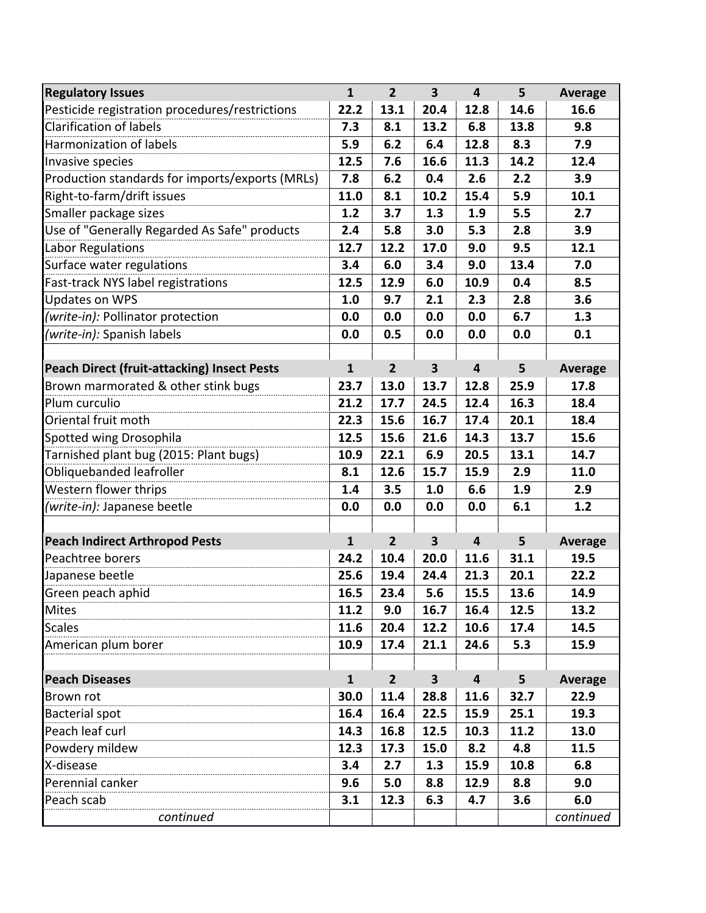| **Regulatory Issues** | **1** | **2** | **3** | **4** | **5** | **Average** |
|---|---|---|---|---|---|---|
| Pesticide registration procedures/restrictions | **22.2** | **13.1** | **20.4** | **12.8** | **14.6** | **16.6** |
| Clarification of labels | **7.3** | **8.1** | **13.2** | **6.8** | **13.8** | **9.8** |
| Harmonization of labels | **5.9** | **6.2** | **6.4** | **12.8** | **8.3** | **7.9** |
| Invasive species | **12.5** | **7.6** | **16.6** | **11.3** | **14.2** | **12.4** |
| Production standards for imports/exports (MRLs) | **7.8** | **6.2** | **0.4** | **2.6** | **2.2** | **3.9** |
| Right-to-farm/drift issues | **11.0** | **8.1** | **10.2** | **15.4** | **5.9** | **10.1** |
| Smaller package sizes | **1.2** | **3.7** | **1.3** | **1.9** | **5.5** | **2.7** |
| Use of "Generally Regarded As Safe" products | **2.4** | **5.8** | **3.0** | **5.3** | **2.8** | **3.9** |
| Labor Regulations | **12.7** | **12.2** | **17.0** | **9.0** | **9.5** | **12.1** |
| Surface water regulations | **3.4** | **6.0** | **3.4** | **9.0** | **13.4** | **7.0** |
| Fast-track NYS label registrations | **12.5** | **12.9** | **6.0** | **10.9** | **0.4** | **8.5** |
| Updates on WPS | **1.0** | **9.7** | **2.1** | **2.3** | **2.8** | **3.6** |
| *(write-in):* Pollinator protection | **0.0** | **0.0** | **0.0** | **0.0** | **6.7** | **1.3** |
| *(write-in):* Spanish labels | **0.0** | **0.5** | **0.0** | **0.0** | **0.0** | **0.1** |
| | | | | | | |
| **Peach Direct (fruit-attacking) Insect Pests** | **1** | **2** | **3** | **4** | **5** | **Average** |
| Brown marmorated & other stink bugs | **23.7** | **13.0** | **13.7** | **12.8** | **25.9** | **17.8** |
| Plum curculio | **21.2** | **17.7** | **24.5** | **12.4** | **16.3** | **18.4** |
| Oriental fruit moth | **22.3** | **15.6** | **16.7** | **17.4** | **20.1** | **18.4** |
| Spotted wing Drosophila | **12.5** | **15.6** | **21.6** | **14.3** | **13.7** | **15.6** |
| Tarnished plant bug (2015: Plant bugs) | **10.9** | **22.1** | **6.9** | **20.5** | **13.1** | **14.7** |
| Obliquebanded leafroller | **8.1** | **12.6** | **15.7** | **15.9** | **2.9** | **11.0** |
| Western flower thrips | **1.4** | **3.5** | **1.0** | **6.6** | **1.9** | **2.9** |
| *(write-in):* Japanese beetle | **0.0** | **0.0** | **0.0** | **0.0** | **6.1** | **1.2** |
| | | | | | | |
| **Peach Indirect Arthropod Pests** | **1** | **2** | **3** | **4** | **5** | **Average** |
| Peachtree borers | **24.2** | **10.4** | **20.0** | **11.6** | **31.1** | **19.5** |
| Japanese beetle | **25.6** | **19.4** | **24.4** | **21.3** | **20.1** | **22.2** |
| Green peach aphid | **16.5** | **23.4** | **5.6** | **15.5** | **13.6** | **14.9** |
| Mites | **11.2** | **9.0** | **16.7** | **16.4** | **12.5** | **13.2** |
| Scales | **11.6** | **20.4** | **12.2** | **10.6** | **17.4** | **14.5** |
| American plum borer | **10.9** | **17.4** | **21.1** | **24.6** | **5.3** | **15.9** |
| | | | | | | |
| **Peach Diseases** | **1** | **2** | **3** | **4** | **5** | **Average** |
| Brown rot | **30.0** | **11.4** | **28.8** | **11.6** | **32.7** | **22.9** |
| Bacterial spot | **16.4** | **16.4** | **22.5** | **15.9** | **25.1** | **19.3** |
| Peach leaf curl | **14.3** | **16.8** | **12.5** | **10.3** | **11.2** | **13.0** |
| Powdery mildew | **12.3** | **17.3** | **15.0** | **8.2** | **4.8** | **11.5** |
| X-disease | **3.4** | **2.7** | **1.3** | **15.9** | **10.8** | **6.8** |
| Perennial canker | **9.6** | **5.0** | **8.8** | **12.9** | **8.8** | **9.0** |
| Peach scab | **3.1** | **12.3** | **6.3** | **4.7** | **3.6** | **6.0** |
| *continued* | | | | | | *continued* |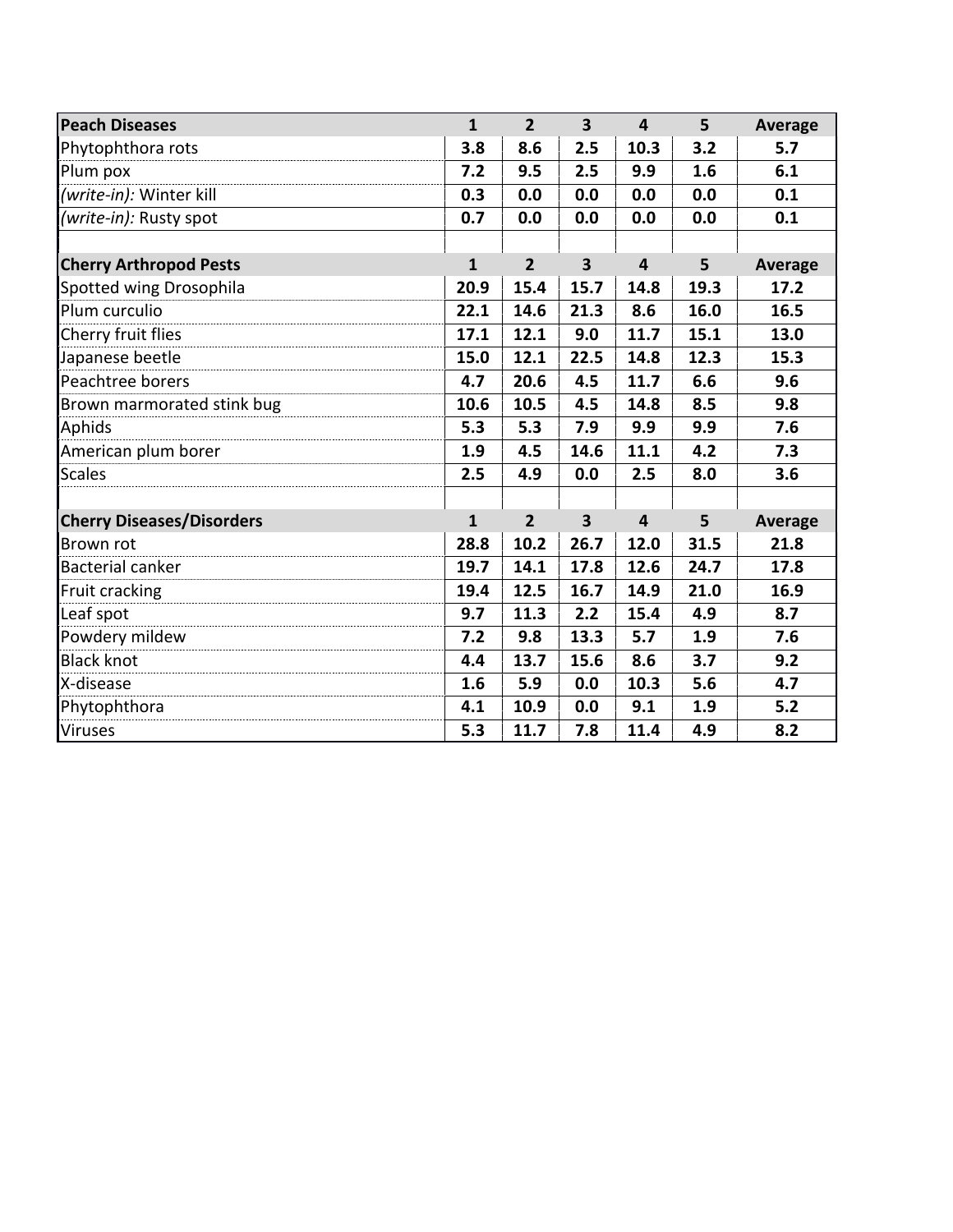| Peach Diseases | 1 | 2 | 3 | 4 | 5 | Average |
|---|---|---|---|---|---|---|
| Phytophthora rots | 3.8 | 8.6 | 2.5 | 10.3 | 3.2 | 5.7 |
| Plum pox | 7.2 | 9.5 | 2.5 | 9.9 | 1.6 | 6.1 |
| *(write-in):* Winter kill | 0.3 | 0.0 | 0.0 | 0.0 | 0.0 | 0.1 |
| *(write-in):* Rusty spot | 0.7 | 0.0 | 0.0 | 0.0 | 0.0 | 0.1 |

| Cherry Arthropod Pests | 1 | 2 | 3 | 4 | 5 | Average |
|---|---|---|---|---|---|---|
| Spotted wing Drosophila | 20.9 | 15.4 | 15.7 | 14.8 | 19.3 | 17.2 |
| Plum curculio | 22.1 | 14.6 | 21.3 | 8.6 | 16.0 | 16.5 |
| Cherry fruit flies | 17.1 | 12.1 | 9.0 | 11.7 | 15.1 | 13.0 |
| Japanese beetle | 15.0 | 12.1 | 22.5 | 14.8 | 12.3 | 15.3 |
| Peachtree borers | 4.7 | 20.6 | 4.5 | 11.7 | 6.6 | 9.6 |
| Brown marmorated stink bug | 10.6 | 10.5 | 4.5 | 14.8 | 8.5 | 9.8 |
| Aphids | 5.3 | 5.3 | 7.9 | 9.9 | 9.9 | 7.6 |
| American plum borer | 1.9 | 4.5 | 14.6 | 11.1 | 4.2 | 7.3 |
| Scales | 2.5 | 4.9 | 0.0 | 2.5 | 8.0 | 3.6 |

| Cherry Diseases/Disorders | 1 | 2 | 3 | 4 | 5 | Average |
|---|---|---|---|---|---|---|
| Brown rot | 28.8 | 10.2 | 26.7 | 12.0 | 31.5 | 21.8 |
| Bacterial canker | 19.7 | 14.1 | 17.8 | 12.6 | 24.7 | 17.8 |
| Fruit cracking | 19.4 | 12.5 | 16.7 | 14.9 | 21.0 | 16.9 |
| Leaf spot | 9.7 | 11.3 | 2.2 | 15.4 | 4.9 | 8.7 |
| Powdery mildew | 7.2 | 9.8 | 13.3 | 5.7 | 1.9 | 7.6 |
| Black knot | 4.4 | 13.7 | 15.6 | 8.6 | 3.7 | 9.2 |
| X-disease | 1.6 | 5.9 | 0.0 | 10.3 | 5.6 | 4.7 |
| Phytophthora | 4.1 | 10.9 | 0.0 | 9.1 | 1.9 | 5.2 |
| Viruses | 5.3 | 11.7 | 7.8 | 11.4 | 4.9 | 8.2 |